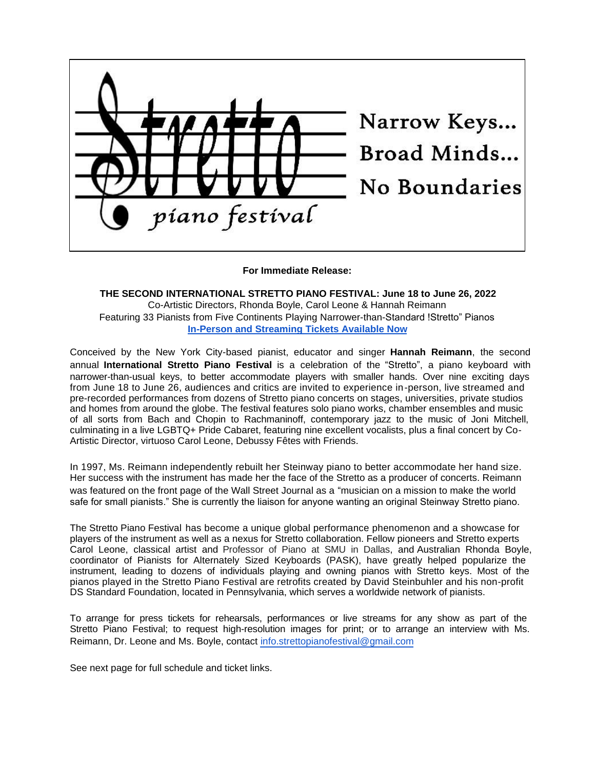Stretto piano festival

Narrow Keys...
Broad Minds...
No Boundaries

**For Immediate Release:**

**THE SECOND INTERNATIONAL STRETTO PIANO FESTIVAL: June 18 to June 26, 2022**
Co-Artistic Directors, Rhonda Boyle, Carol Leone & Hannah Reimann
Featuring 33 Pianists from Five Continents Playing Narrower-than-Standard !Stretto" Pianos
**In-Person and Streaming Tickets Available Now**

Conceived by the New York City-based pianist, educator and singer **Hannah Reimann**, the second annual **International Stretto Piano Festival** is a celebration of the "Stretto", a piano keyboard with narrower-than-usual keys, to better accommodate players with smaller hands. Over nine exciting days from June 18 to June 26, audiences and critics are invited to experience in-person, live streamed and pre-recorded performances from dozens of Stretto piano concerts on stages, universities, private studios and homes from around the globe. The festival features solo piano works, chamber ensembles and music of all sorts from Bach and Chopin to Rachmaninoff, contemporary jazz to the music of Joni Mitchell, culminating in a live LGBTQ+ Pride Cabaret, featuring nine excellent vocalists, plus a final concert by Co-Artistic Director, virtuoso Carol Leone, Debussy Fêtes with Friends.

In 1997, Ms. Reimann independently rebuilt her Steinway piano to better accommodate her hand size. Her success with the instrument has made her the face of the Stretto as a producer of concerts. Reimann was featured on the front page of the Wall Street Journal as a "musician on a mission to make the world safe for small pianists." She is currently the liaison for anyone wanting an original Steinway Stretto piano.

The Stretto Piano Festival has become a unique global performance phenomenon and a showcase for players of the instrument as well as a nexus for Stretto collaboration. Fellow pioneers and Stretto experts Carol Leone, classical artist and Professor of Piano at SMU in Dallas, and Australian Rhonda Boyle, coordinator of Pianists for Alternately Sized Keyboards (PASK), have greatly helped popularize the instrument, leading to dozens of individuals playing and owning pianos with Stretto keys. Most of the pianos played in the Stretto Piano Festival are retrofits created by David Steinbuhler and his non-profit DS Standard Foundation, located in Pennsylvania, which serves a worldwide network of pianists.

To arrange for press tickets for rehearsals, performances or live streams for any show as part of the Stretto Piano Festival; to request high-resolution images for print; or to arrange an interview with Ms. Reimann, Dr. Leone and Ms. Boyle, contact info.strettopianofestival@gmail.com

See next page for full schedule and ticket links.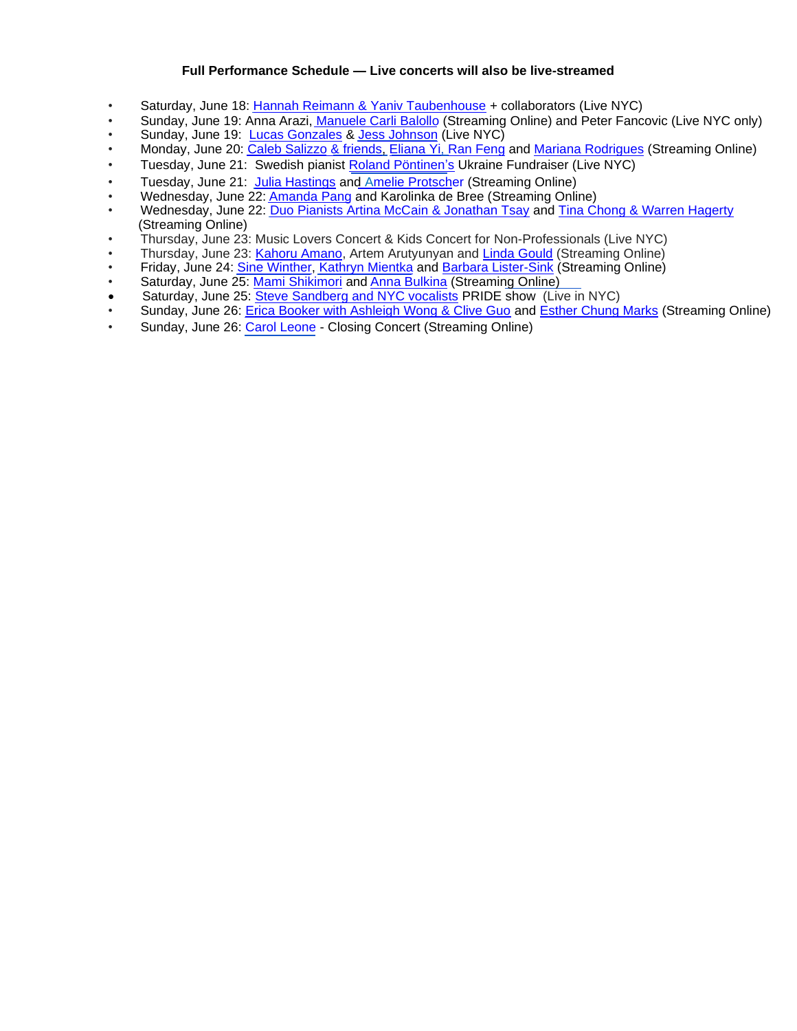**Full Performance Schedule — Live concerts will also be live-streamed**

- Saturday, June 18: Hannah Reimann & Yaniv Taubenhouse + collaborators (Live NYC)
- Sunday, June 19: Anna Arazi, Manuele Carli Balollo (Streaming Online) and Peter Fancovic (Live NYC only)
- Sunday, June 19: Lucas Gonzales & Jess Johnson (Live NYC)
- Monday, June 20: Caleb Salizzo & friends, Eliana Yi, Ran Feng and Mariana Rodrigues (Streaming Online)
- Tuesday, June 21: Swedish pianist Roland Pöntinen's Ukraine Fundraiser (Live NYC)
- Tuesday, June 21: Julia Hastings and Amelie Protscher (Streaming Online)
- Wednesday, June 22: Amanda Pang and Karolinka de Bree (Streaming Online)
- Wednesday, June 22: Duo Pianists Artina McCain & Jonathan Tsay and Tina Chong & Warren Hagerty (Streaming Online)
- Thursday, June 23: Music Lovers Concert & Kids Concert for Non-Professionals (Live NYC)
- Thursday, June 23: Kahoru Amano, Artem Arutyunyan and Linda Gould (Streaming Online)
- Friday, June 24: Sine Winther, Kathryn Mientka and Barbara Lister-Sink (Streaming Online)
- Saturday, June 25: Mami Shikimori and Anna Bulkina (Streaming Online)
- Saturday, June 25: Steve Sandberg and NYC vocalists PRIDE show (Live in NYC)
- Sunday, June 26: Erica Booker with Ashleigh Wong & Clive Guo and Esther Chung Marks (Streaming Online)
- Sunday, June 26: Carol Leone - Closing Concert (Streaming Online)